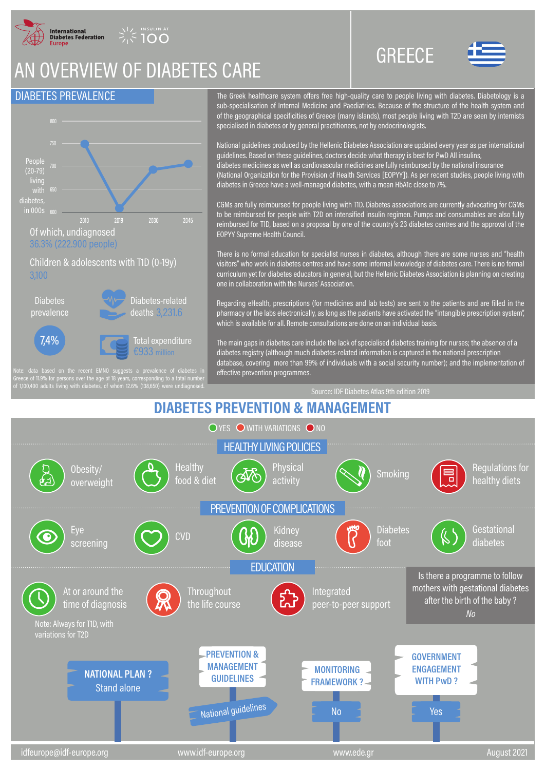International Diabetes Federation Europe

INSULIN AT 100

# AN OVERVIEW OF DIABETES CARE

# GREECE

## DIABETES PREVALENCE

People (20-79) living with diabetes, in 000s

800
750
700
650
600

2010
2019
2030
2045

Of which, undiagnosed
36.3% (222,900 people)

Children & adolescents with T1D (0-19y)
3,100

Diabetes prevalence
7,4%

Diabetes-related deaths 3,231.6

Total expenditure €933 million

Note: data based on the recent EMNO suggests a prevalence of diabetes in Greece of 11.9% for persons over the age of 18 years, corresponding to a total number of 1,100,400 adults living with diabetes, of whom 12.6% (138,650) were undiagnosed.

The Greek healthcare system offers free high-quality care to people living with diabetes. Diabetology is a sub-specialisation of Internal Medicine and Paediatrics. Because of the structure of the health system and of the geographical specificities of Greece (many islands), most people living with T2D are seen by internists specialised in diabetes or by general practitioners, not by endocrinologists.

National guidelines produced by the Hellenic Diabetes Association are updated every year as per international guidelines. Based on these guidelines, doctors decide what therapy is best for PwD All insulins, diabetes medicines as well as cardiovascular medicines are fully reimbursed by the national insurance (National Organization for the Provision of Health Services [EOPYY]). As per recent studies, people living with diabetes in Greece have a well-managed diabetes, with a mean HbA1c close to 7%.

CGMs are fully reimbursed for people living with T1D. Diabetes associations are currently advocating for CGMs to be reimbursed for people with T2D on intensified insulin regimen. Pumps and consumables are also fully reimbursed for T1D, based on a proposal by one of the country's 23 diabetes centres and the approval of the EOPYY Supreme Health Council.

There is no formal education for specialist nurses in diabetes, although there are some nurses and "health visitors" who work in diabetes centres and have some informal knowledge of diabetes care. There is no formal curriculum yet for diabetes educators in general, but the Hellenic Diabetes Association is planning on creating one in collaboration with the Nurses' Association.

Regarding eHealth, prescriptions (for medicines and lab tests) are sent to the patients and are filled in the pharmacy or the labs electronically, as long as the patients have activated the "intangible prescription system", which is available for all. Remote consultations are done on an individual basis.

The main gaps in diabetes care include the lack of specialised diabetes training for nurses; the absence of a diabetes registry (although much diabetes-related information is captured in the national prescription database, covering more than 99% of individuals with a social security number); and the implementation of effective prevention programmes.

Source: IDF Diabetes Atlas 9th edition 2019

## DIABETES PREVENTION & MANAGEMENT

YES / WITH VARIATIONS / NO

### HEALTHY LIVING POLICIES

- Obesity/ overweight
- Healthy food & diet
- Physical activity
- Smoking
- Regulations for healthy diets

### PREVENTION OF COMPLICATIONS

- Eye screening
- CVD
- Kidney disease
- Diabetes foot
- Gestational diabetes

### EDUCATION

- At or around the time of diagnosis
- Throughout the life course
- Integrated peer-to-peer support

Note: Always for T1D, with variations for T2D

Is there a programme to follow mothers with gestational diabetes after the birth of the baby ?
*No*

**NATIONAL PLAN ?**
Stand alone

**PREVENTION & MANAGEMENT GUIDELINES**
National guidelines

**MONITORING FRAMEWORK ?**
No

**GOVERNMENT ENGAGEMENT WITH PwD ?**
Yes

idfeurope@idf-europe.org | www.idf-europe.org | www.ede.gr | August 2021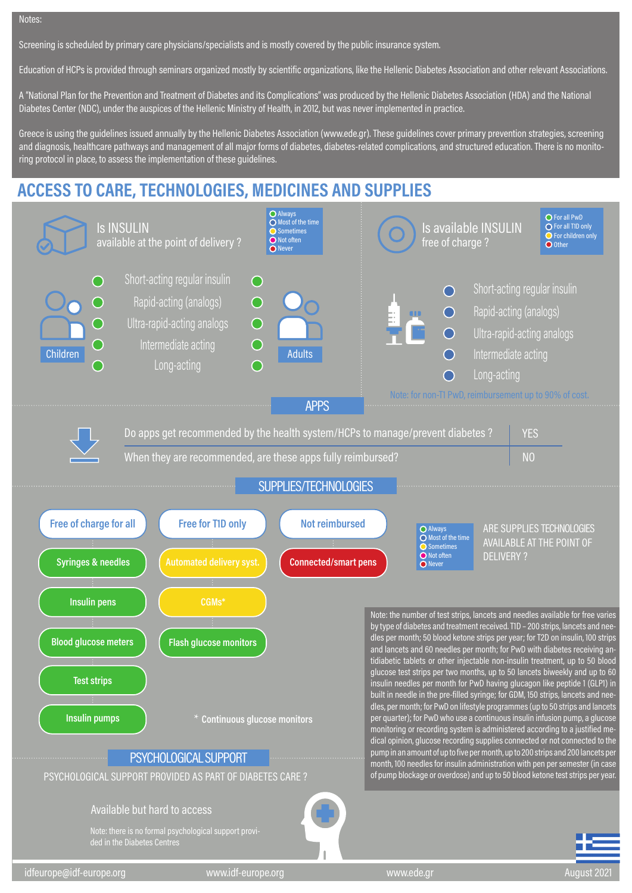Notes:

Screening is scheduled by primary care physicians/specialists and is mostly covered by the public insurance system.

Education of HCPs is provided through seminars organized mostly by scientific organizations, like the Hellenic Diabetes Association and other relevant Associations.

A "National Plan for the Prevention and Treatment of Diabetes and its Complications" was produced by the Hellenic Diabetes Association (HDA) and the National Diabetes Center (NDC), under the auspices of the Hellenic Ministry of Health, in 2012, but was never implemented in practice.

Greece is using the guidelines issued annually by the Hellenic Diabetes Association (www.ede.gr). These guidelines cover primary prevention strategies, screening and diagnosis, healthcare pathways and management of all major forms of diabetes, diabetes-related complications, and structured education. There is no monitoring protocol in place, to assess the implementation of these guidelines.

# ACCESS TO CARE, TECHNOLOGIES, MEDICINES AND SUPPLIES

## Is INSULIN available at the point of delivery ?

Legend: Always / Most of the time / Sometimes / Not often / Never

| Children | Insulin type | Adults |
|---|---|---|
| Always | Short-acting regular insulin | Always |
| Always | Rapid-acting (analogs) | Always |
| Always | Ultra-rapid-acting analogs | Always |
| Always | Intermediate acting | Always |
| Always | Long-acting | Always |

## Is available INSULIN free of charge ?

Legend: For all PwD / For all T1D only / For children only / Other

| Insulin type | Free of charge |
|---|---|
| Short-acting regular insulin | For all T1D only |
| Rapid-acting (analogs) | For all T1D only |
| Ultra-rapid-acting analogs | For all T1D only |
| Intermediate acting | For all T1D only |
| Long-acting | For all T1D only |

Note: for non-T1 PwD, reimbursement up to 90% of cost.

## APPS

| | |
|---|---|
| Do apps get recommended by the health system/HCPs to manage/prevent diabetes ? | YES |
| When they are recommended, are these apps fully reimbursed? | NO |

## SUPPLIES/TECHNOLOGIES

ARE SUPPLIES TECHNOLOGIES AVAILABLE AT THE POINT OF DELIVERY ?

Legend: Always / Most of the time / Sometimes / Not often / Never

| Free of charge for all | Free for T1D only | Not reimbursed |
|---|---|---|
| Syringes & needles (Always) | Automated delivery syst. (Sometimes) | Connected/smart pens (Never) |
| Insulin pens (Always) | CGMs* (Sometimes) | |
| Blood glucose meters (Always) | Flash glucose monitors (Always) | |
| Test strips (Always) | | |
| Insulin pumps (Always) | | |

\* Continuous glucose monitors

Note: the number of test strips, lancets and needles available for free varies by type of diabetes and treatment received. T1D – 200 strips, lancets and needles per month; 50 blood ketone strips per year; for T2D on insulin, 100 strips and lancets and 60 needles per month; for PwD with diabetes receiving antidiabetic tablets or other injectable non-insulin treatment, up to 50 blood glucose test strips per two months, up to 50 lancets biweekly and up to 60 insulin needles per month for PwD having glucagon like peptide 1 (GLP1) in built in needle in the pre-filled syringe; for GDM, 150 strips, lancets and needles, per month; for PwD on lifestyle programmes (up to 50 strips and lancets per quarter); for PwD who use a continuous insulin infusion pump, a glucose monitoring or recording system is administered according to a justified medical opinion, glucose recording supplies connected or not connected to the pump in an amount of up to five per month, up to 200 strips and 200 lancets per month, 100 needles for insulin administration with pen per semester (in case of pump blockage or overdose) and up to 50 blood ketone test strips per year.

## PSYCHOLOGICAL SUPPORT

PSYCHOLOGICAL SUPPORT PROVIDED AS PART OF DIABETES CARE ?

Available but hard to access

Note: there is no formal psychological support provided in the Diabetes Centres

idfeurope@idf-europe.org www.idf-europe.org www.ede.gr August 2021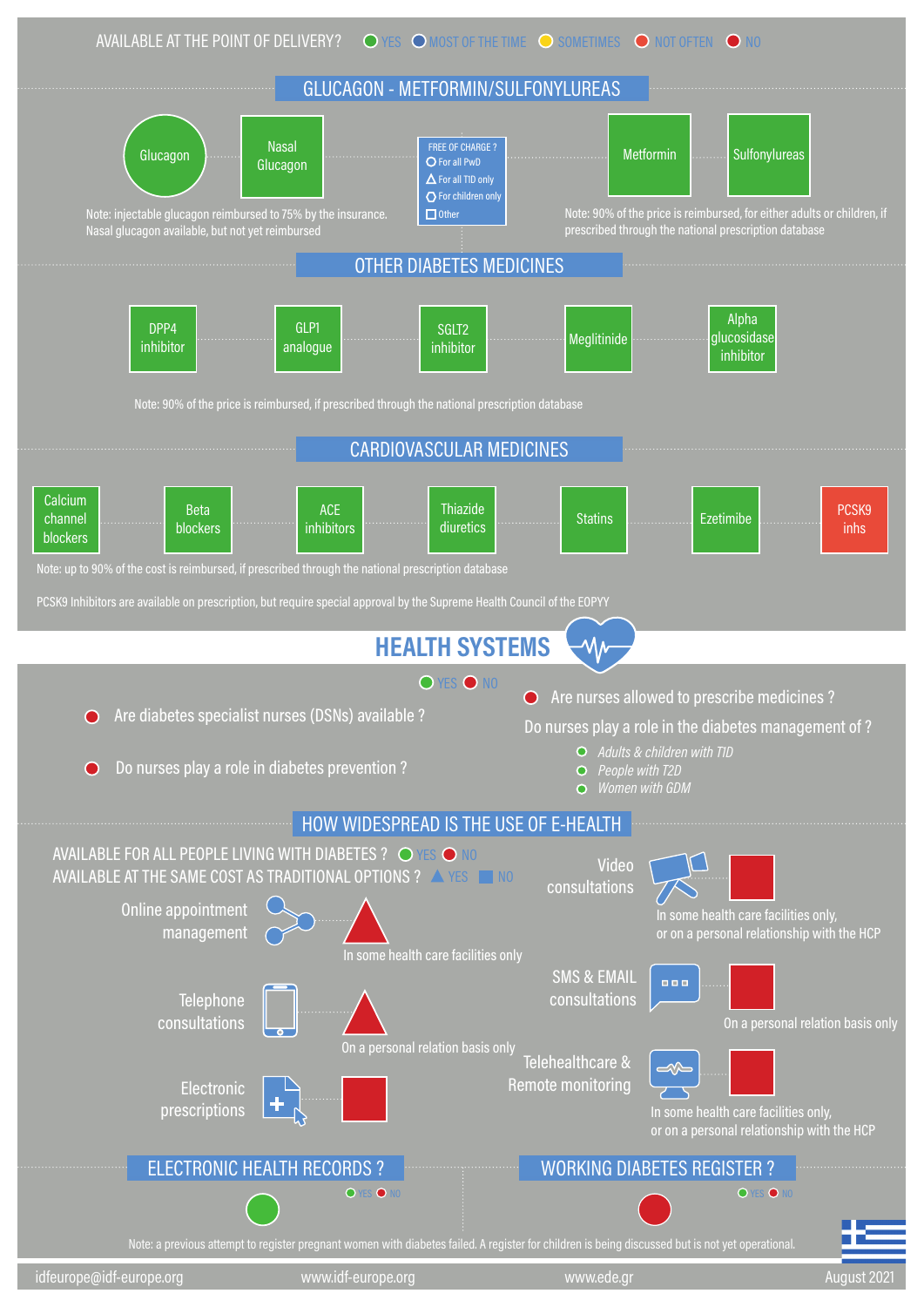AVAILABLE AT THE POINT OF DELIVERY? YES / MOST OF THE TIME / SOMETIMES / NOT OFTEN / NO

## GLUCAGON - METFORMIN/SULFONYLUREAS

Glucagon

Nasal Glucagon

Note: injectable glucagon reimbursed to 75% by the insurance. Nasal glucagon available, but not yet reimbursed

FREE OF CHARGE ?
- For all PwD
- For all T1D only
- For children only
- Other

Metformin

Sulfonylureas

Note: 90% of the price is reimbursed, for either adults or children, if prescribed through the national prescription database

## OTHER DIABETES MEDICINES

DPP4 inhibitor

GLP1 analogue

SGLT2 inhibitor

Meglitinide

Alpha glucosidase inhibitor

Note: 90% of the price is reimbursed, if prescribed through the national prescription database

## CARDIOVASCULAR MEDICINES

Calcium channel blockers

Beta blockers

ACE inhibitors

Thiazide diuretics

Statins

Ezetimibe

PCSK9 inhs

Note: up to 90% of the cost is reimbursed, if prescribed through the national prescription database

PCSK9 Inhibitors are available on prescription, but require special approval by the Supreme Health Council of the EOPYY

# HEALTH SYSTEMS

YES / NO

- Are diabetes specialist nurses (DSNs) available ? — NO
- Do nurses play a role in diabetes prevention ? — NO
- Are nurses allowed to prescribe medicines ? — NO

Do nurses play a role in the diabetes management of ?
- *Adults & children with T1D* — YES
- *People with T2D* — YES
- *Women with GDM* — YES

## HOW WIDESPREAD IS THE USE OF E-HEALTH

AVAILABLE FOR ALL PEOPLE LIVING WITH DIABETES ? YES / NO
AVAILABLE AT THE SAME COST AS TRADITIONAL OPTIONS ? YES / NO

Online appointment management — In some health care facilities only

Telephone consultations — On a personal relation basis only

Electronic prescriptions

Video consultations — In some health care facilities only, or on a personal relationship with the HCP

SMS & EMAIL consultations — On a personal relation basis only

Telehealthcare & Remote monitoring — In some health care facilities only, or on a personal relationship with the HCP

## ELECTRONIC HEALTH RECORDS ?

YES / NO — YES

## WORKING DIABETES REGISTER ?

YES / NO — NO

Note: a previous attempt to register pregnant women with diabetes failed. A register for children is being discussed but is not yet operational.

idfeurope@idf-europe.org www.idf-europe.org www.ede.gr August 2021